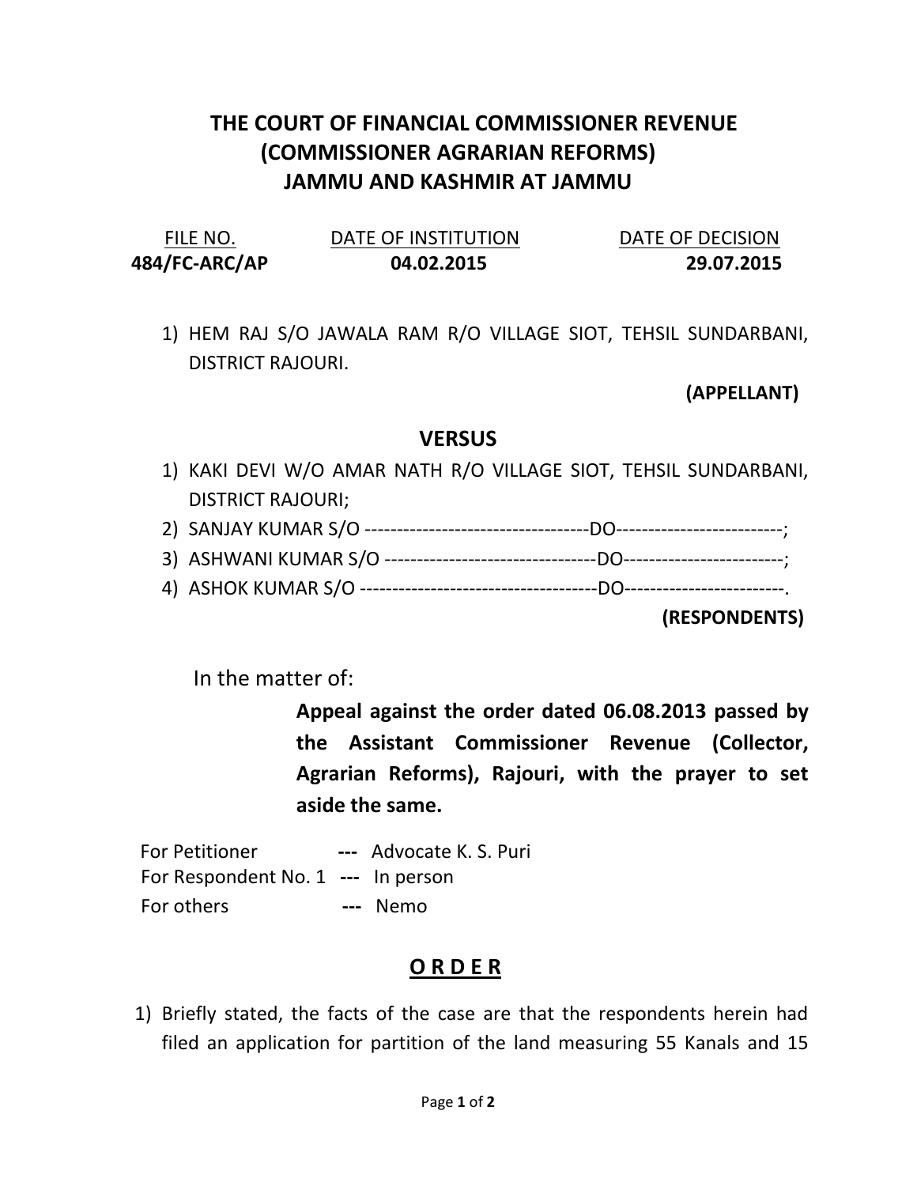# THE COURT OF FINANCIAL COMMISSIONER REVENUE (COMMISSIONER AGRARIAN REFORMS) JAMMU AND KASHMIR AT JAMMU

| FILE NO. | DATE OF INSTITUTION | DATE OF DECISION |
| --- | --- | --- |
| **484/FC-ARC/AP** | **04.02.2015** | **29.07.2015** |

1) HEM RAJ S/O JAWALA RAM R/O VILLAGE SIOT, TEHSIL SUNDARBANI, DISTRICT RAJOURI.

**(APPELLANT)**

**VERSUS**

1) KAKI DEVI W/O AMAR NATH R/O VILLAGE SIOT, TEHSIL SUNDARBANI, DISTRICT RAJOURI;
2) SANJAY KUMAR S/O -----------------------------------DO--------------------------;
3) ASHWANI KUMAR S/O ---------------------------------DO-------------------------;
4) ASHOK KUMAR S/O -------------------------------------DO-------------------------.

**(RESPONDENTS)**

In the matter of:

**Appeal against the order dated 06.08.2013 passed by the Assistant Commissioner Revenue (Collector, Agrarian Reforms), Rajouri, with the prayer to set aside the same.**

For Petitioner --- Advocate K. S. Puri
For Respondent No. 1 --- In person
For others --- Nemo

## O R D E R

1) Briefly stated, the facts of the case are that the respondents herein had filed an application for partition of the land measuring 55 Kanals and 15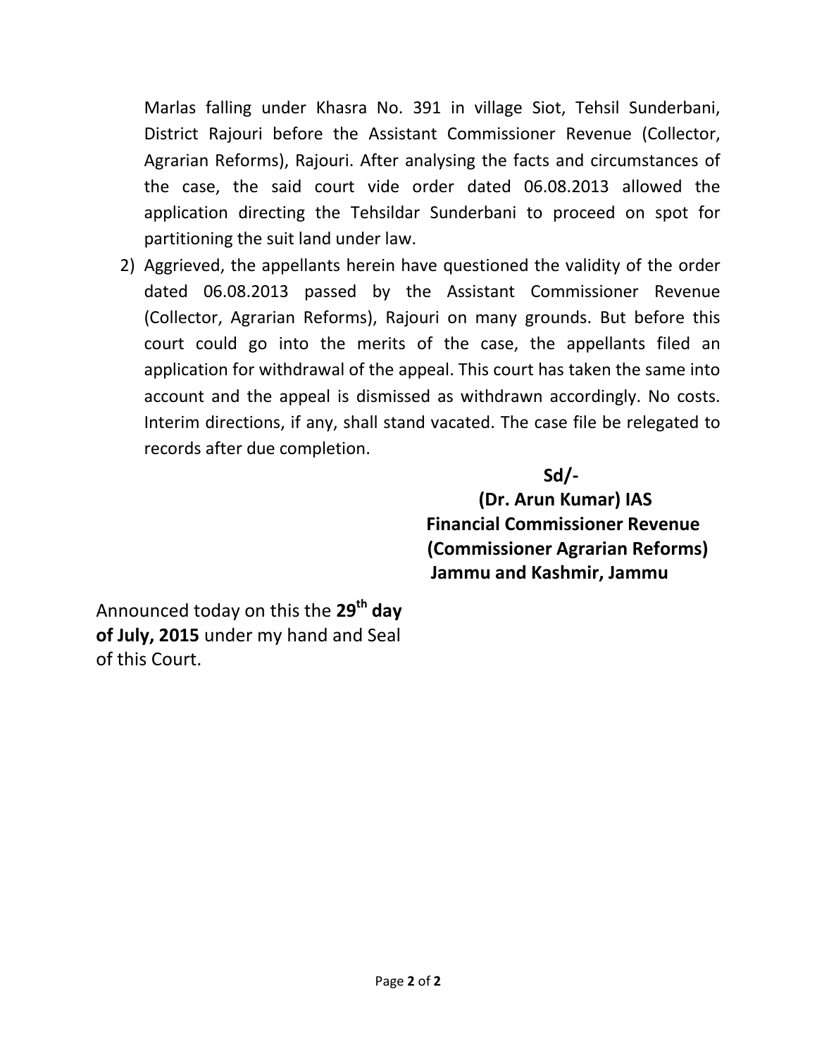Marlas falling under Khasra No. 391 in village Siot, Tehsil Sunderbani, District Rajouri before the Assistant Commissioner Revenue (Collector, Agrarian Reforms), Rajouri. After analysing the facts and circumstances of the case, the said court vide order dated 06.08.2013 allowed the application directing the Tehsildar Sunderbani to proceed on spot for partitioning the suit land under law.

2) Aggrieved, the appellants herein have questioned the validity of the order dated 06.08.2013 passed by the Assistant Commissioner Revenue (Collector, Agrarian Reforms), Rajouri on many grounds. But before this court could go into the merits of the case, the appellants filed an application for withdrawal of the appeal. This court has taken the same into account and the appeal is dismissed as withdrawn accordingly. No costs. Interim directions, if any, shall stand vacated. The case file be relegated to records after due completion.

**Sd/-**
**(Dr. Arun Kumar) IAS**
**Financial Commissioner Revenue**
**(Commissioner Agrarian Reforms)**
**Jammu and Kashmir, Jammu**

Announced today on this the **29th day of July, 2015** under my hand and Seal of this Court.